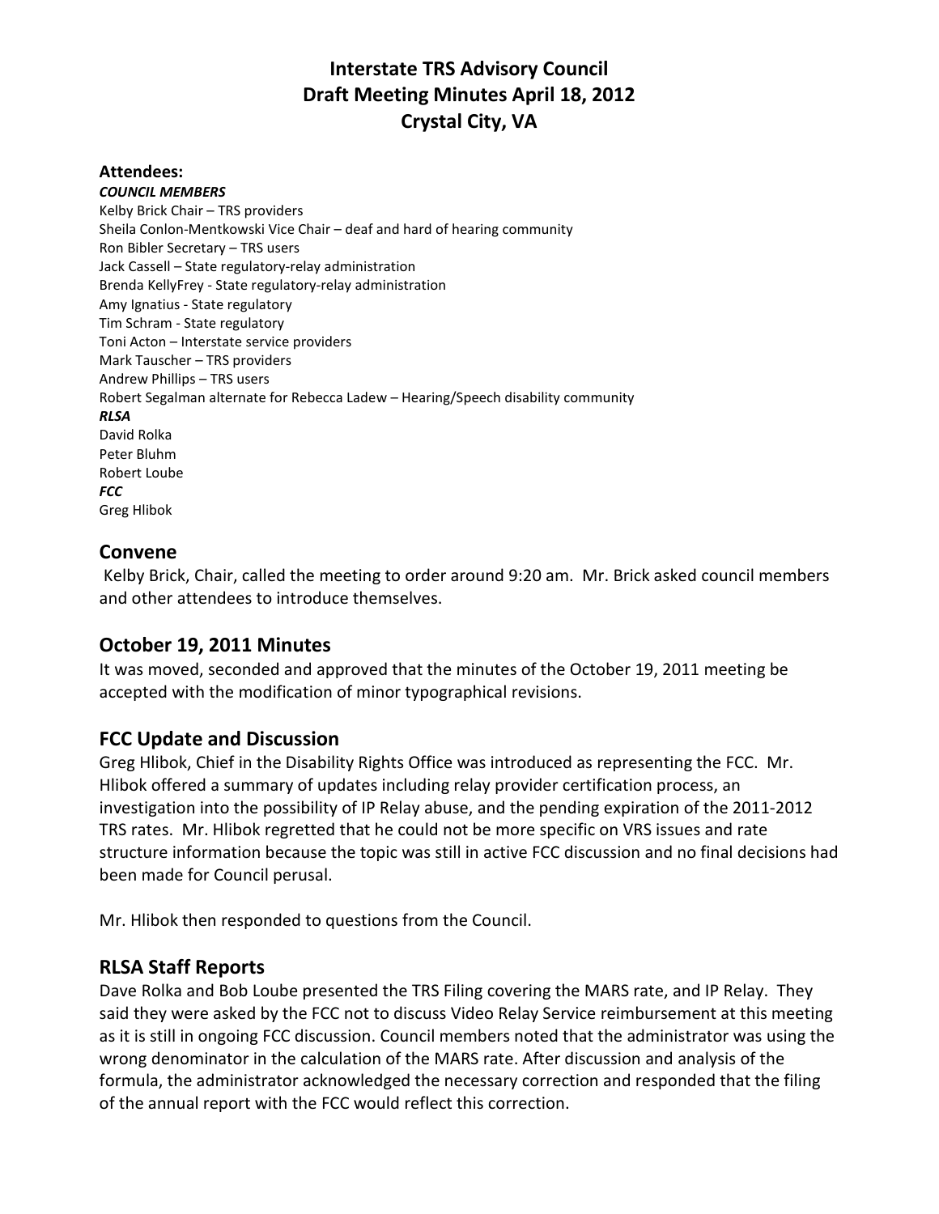# Interstate TRS Advisory Council
# Draft Meeting Minutes April 18, 2012
# Crystal City, VA

**Attendees:**

***COUNCIL MEMBERS***

Kelby Brick Chair – TRS providers
Sheila Conlon-Mentkowski Vice Chair – deaf and hard of hearing community
Ron Bibler Secretary – TRS users
Jack Cassell – State regulatory-relay administration
Brenda KellyFrey - State regulatory-relay administration
Amy Ignatius - State regulatory
Tim Schram - State regulatory
Toni Acton – Interstate service providers
Mark Tauscher – TRS providers
Andrew Phillips – TRS users
Robert Segalman alternate for Rebecca Ladew – Hearing/Speech disability community

***RLSA***

David Rolka
Peter Bluhm
Robert Loube

***FCC***

Greg Hlibok

## Convene

Kelby Brick, Chair, called the meeting to order around 9:20 am. Mr. Brick asked council members and other attendees to introduce themselves.

## October 19, 2011 Minutes

It was moved, seconded and approved that the minutes of the October 19, 2011 meeting be accepted with the modification of minor typographical revisions.

## FCC Update and Discussion

Greg Hlibok, Chief in the Disability Rights Office was introduced as representing the FCC. Mr. Hlibok offered a summary of updates including relay provider certification process, an investigation into the possibility of IP Relay abuse, and the pending expiration of the 2011-2012 TRS rates. Mr. Hlibok regretted that he could not be more specific on VRS issues and rate structure information because the topic was still in active FCC discussion and no final decisions had been made for Council perusal.

Mr. Hlibok then responded to questions from the Council.

## RLSA Staff Reports

Dave Rolka and Bob Loube presented the TRS Filing covering the MARS rate, and IP Relay. They said they were asked by the FCC not to discuss Video Relay Service reimbursement at this meeting as it is still in ongoing FCC discussion. Council members noted that the administrator was using the wrong denominator in the calculation of the MARS rate. After discussion and analysis of the formula, the administrator acknowledged the necessary correction and responded that the filing of the annual report with the FCC would reflect this correction.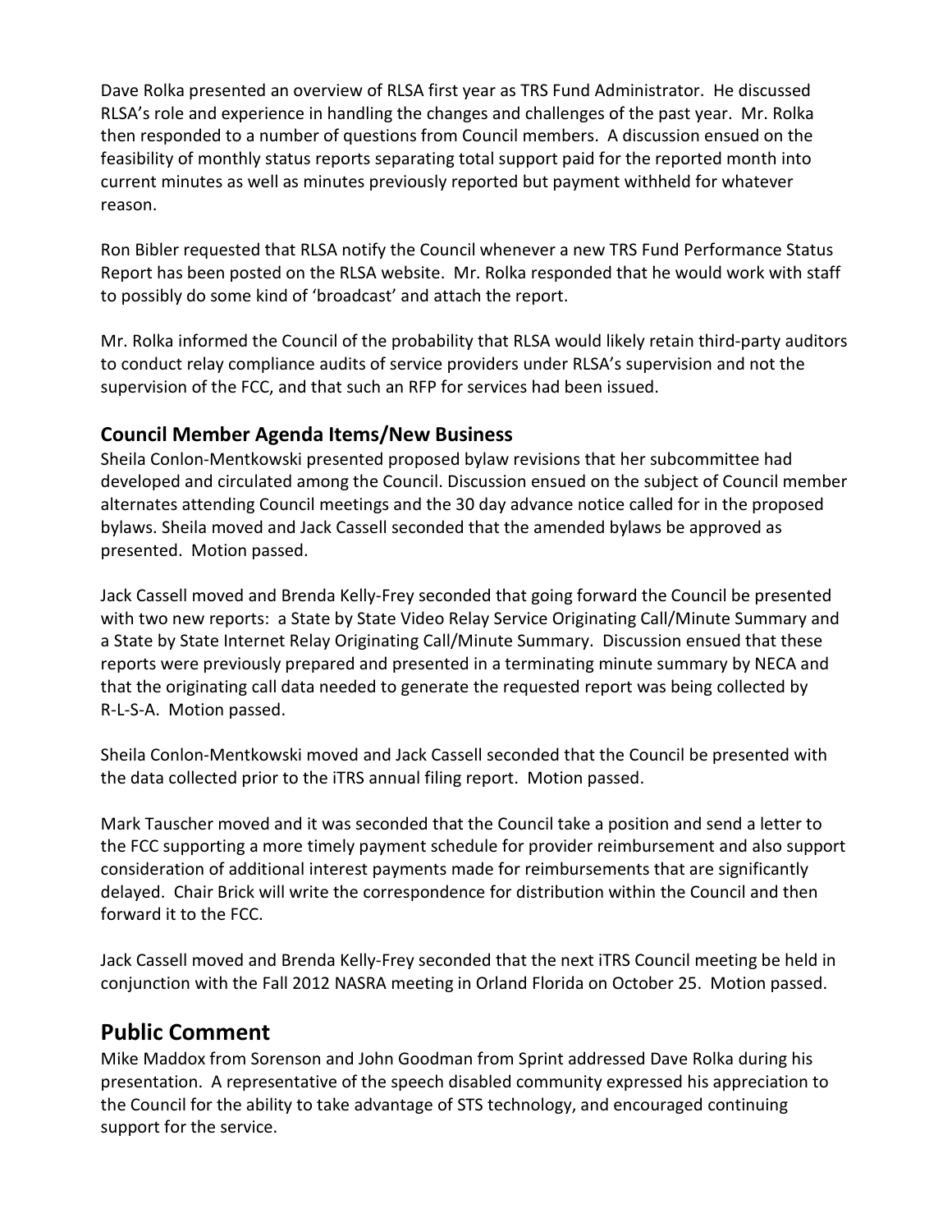Dave Rolka presented an overview of RLSA first year as TRS Fund Administrator. He discussed RLSA's role and experience in handling the changes and challenges of the past year. Mr. Rolka then responded to a number of questions from Council members. A discussion ensued on the feasibility of monthly status reports separating total support paid for the reported month into current minutes as well as minutes previously reported but payment withheld for whatever reason.

Ron Bibler requested that RLSA notify the Council whenever a new TRS Fund Performance Status Report has been posted on the RLSA website. Mr. Rolka responded that he would work with staff to possibly do some kind of 'broadcast' and attach the report.

Mr. Rolka informed the Council of the probability that RLSA would likely retain third-party auditors to conduct relay compliance audits of service providers under RLSA's supervision and not the supervision of the FCC, and that such an RFP for services had been issued.

### Council Member Agenda Items/New Business

Sheila Conlon-Mentkowski presented proposed bylaw revisions that her subcommittee had developed and circulated among the Council. Discussion ensued on the subject of Council member alternates attending Council meetings and the 30 day advance notice called for in the proposed bylaws. Sheila moved and Jack Cassell seconded that the amended bylaws be approved as presented. Motion passed.

Jack Cassell moved and Brenda Kelly-Frey seconded that going forward the Council be presented with two new reports: a State by State Video Relay Service Originating Call/Minute Summary and a State by State Internet Relay Originating Call/Minute Summary. Discussion ensued that these reports were previously prepared and presented in a terminating minute summary by NECA and that the originating call data needed to generate the requested report was being collected by R-L-S-A. Motion passed.

Sheila Conlon-Mentkowski moved and Jack Cassell seconded that the Council be presented with the data collected prior to the iTRS annual filing report. Motion passed.

Mark Tauscher moved and it was seconded that the Council take a position and send a letter to the FCC supporting a more timely payment schedule for provider reimbursement and also support consideration of additional interest payments made for reimbursements that are significantly delayed. Chair Brick will write the correspondence for distribution within the Council and then forward it to the FCC.

Jack Cassell moved and Brenda Kelly-Frey seconded that the next iTRS Council meeting be held in conjunction with the Fall 2012 NASRA meeting in Orland Florida on October 25. Motion passed.

## Public Comment

Mike Maddox from Sorenson and John Goodman from Sprint addressed Dave Rolka during his presentation. A representative of the speech disabled community expressed his appreciation to the Council for the ability to take advantage of STS technology, and encouraged continuing support for the service.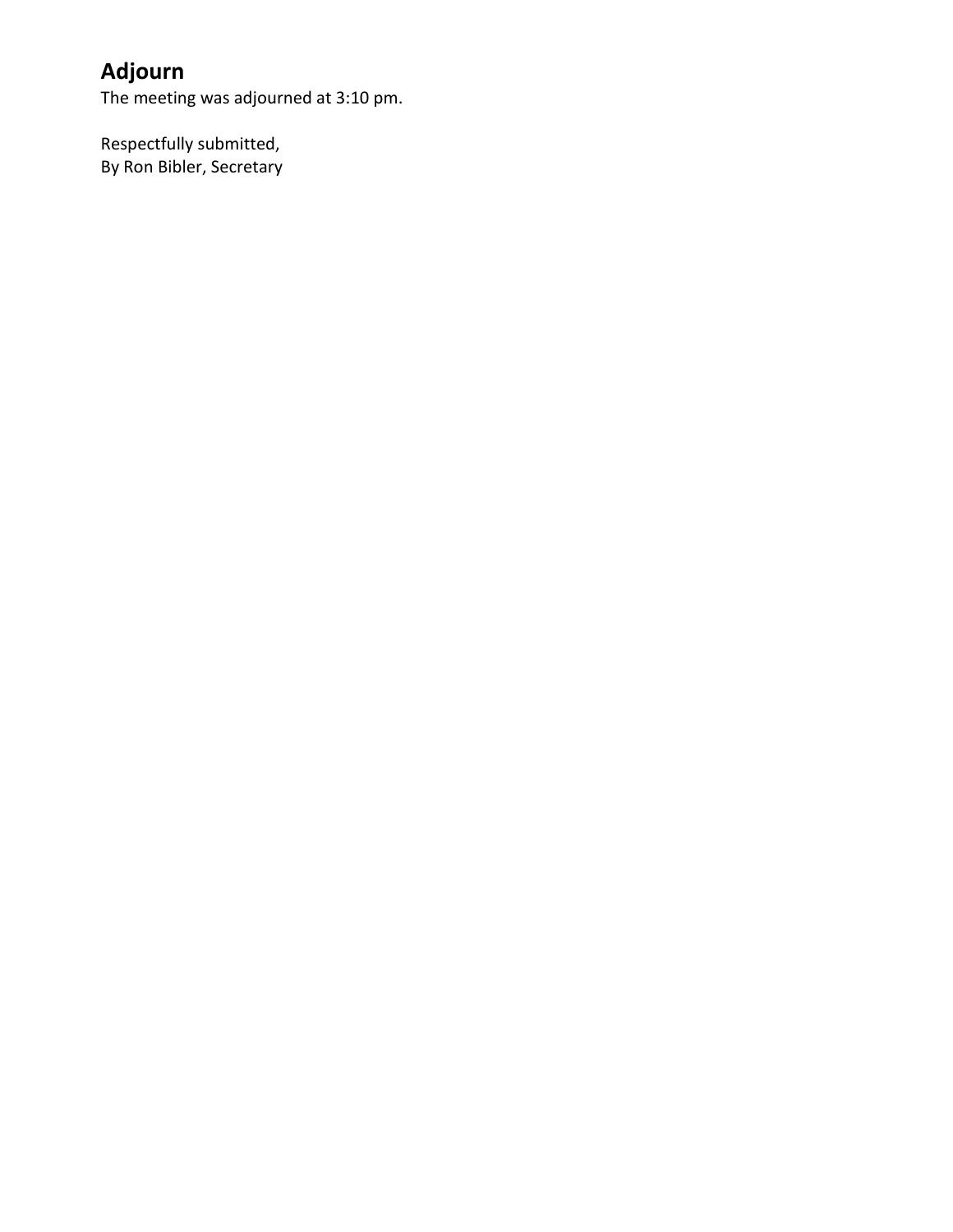## Adjourn

The meeting was adjourned at 3:10 pm.

Respectfully submitted,
By Ron Bibler, Secretary